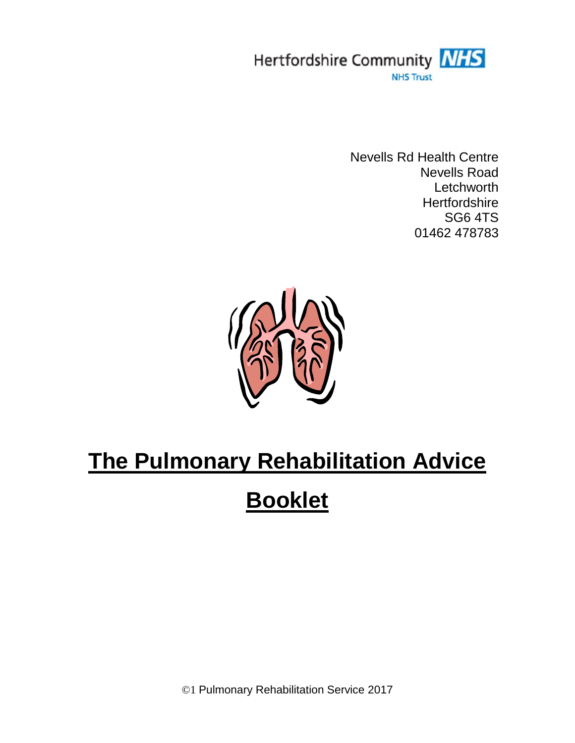Hertfordshire Community NHS

NHS Trust

Nevells Rd Health Centre
Nevells Road
Letchworth
Hertfordshire
SG6 4TS
01462 478783

# The Pulmonary Rehabilitation Advice Booklet

©1 Pulmonary Rehabilitation Service 2017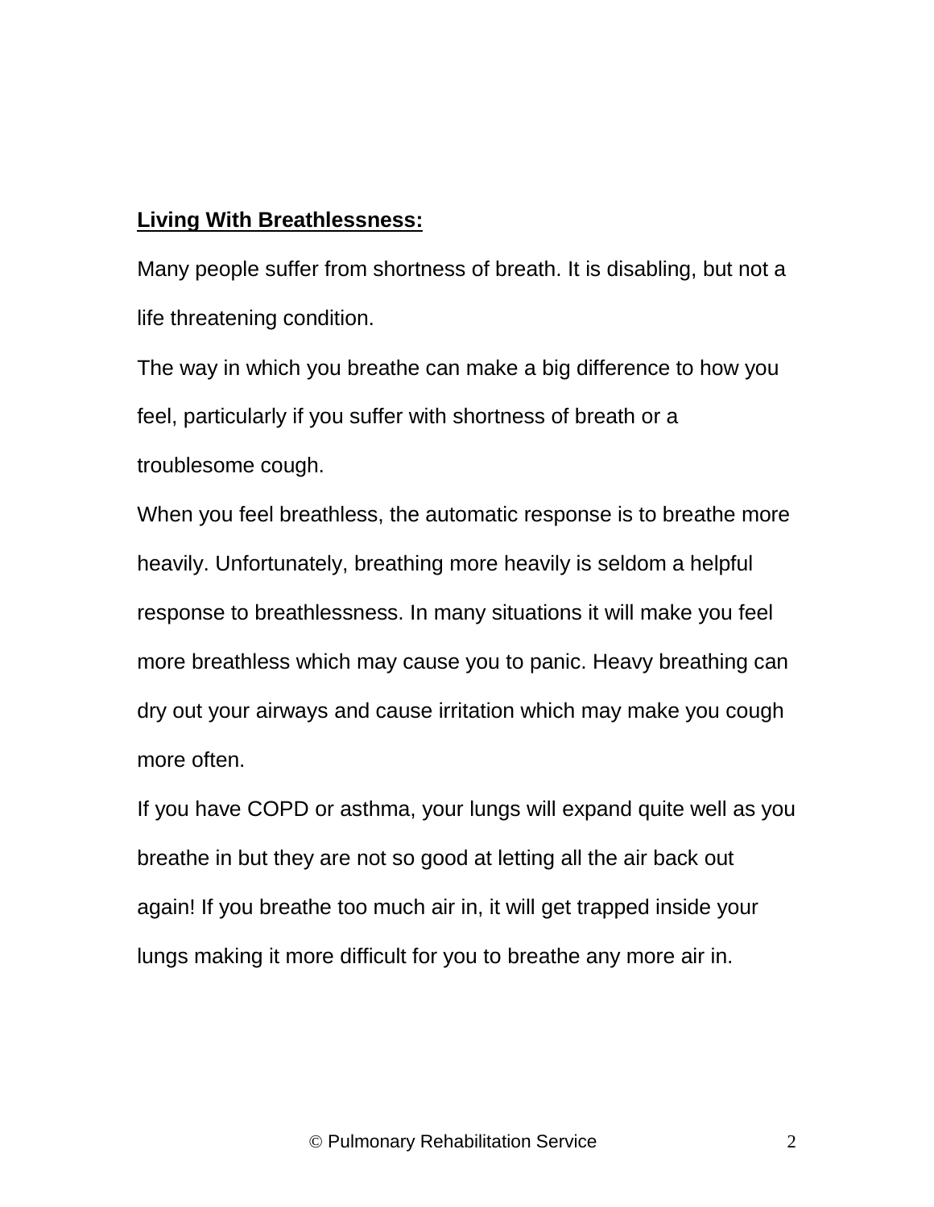**Living With Breathlessness:**

Many people suffer from shortness of breath. It is disabling, but not a life threatening condition.

The way in which you breathe can make a big difference to how you feel, particularly if you suffer with shortness of breath or a troublesome cough.

When you feel breathless, the automatic response is to breathe more heavily. Unfortunately, breathing more heavily is seldom a helpful response to breathlessness. In many situations it will make you feel more breathless which may cause you to panic. Heavy breathing can dry out your airways and cause irritation which may make you cough more often.

If you have COPD or asthma, your lungs will expand quite well as you breathe in but they are not so good at letting all the air back out again! If you breathe too much air in, it will get trapped inside your lungs making it more difficult for you to breathe any more air in.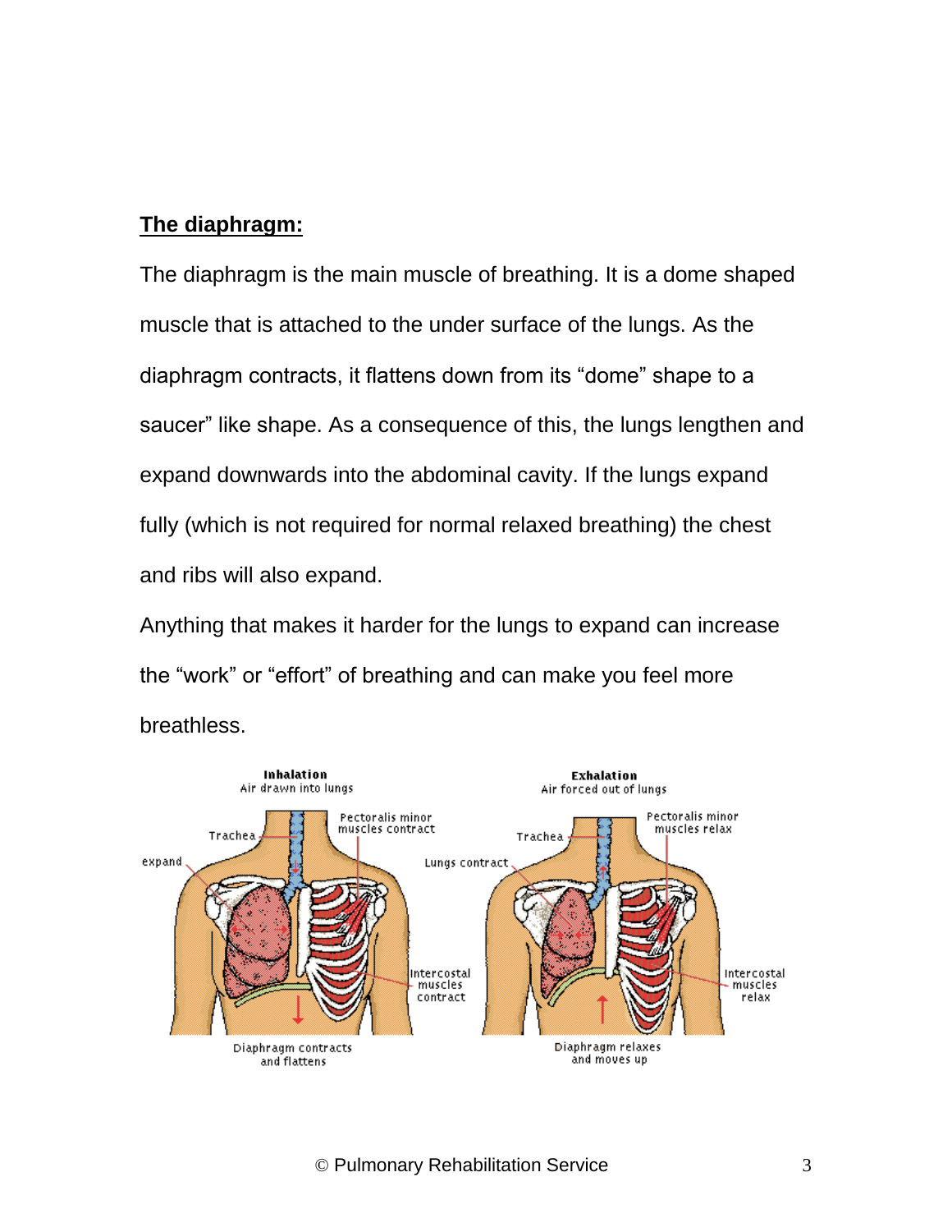## The diaphragm:

The diaphragm is the main muscle of breathing. It is a dome shaped muscle that is attached to the under surface of the lungs. As the diaphragm contracts, it flattens down from its “dome” shape to a saucer” like shape. As a consequence of this, the lungs lengthen and expand downwards into the abdominal cavity. If the lungs expand fully (which is not required for normal relaxed breathing) the chest and ribs will also expand.

Anything that makes it harder for the lungs to expand can increase the “work” or “effort” of breathing and can make you feel more breathless.

© Pulmonary Rehabilitation Service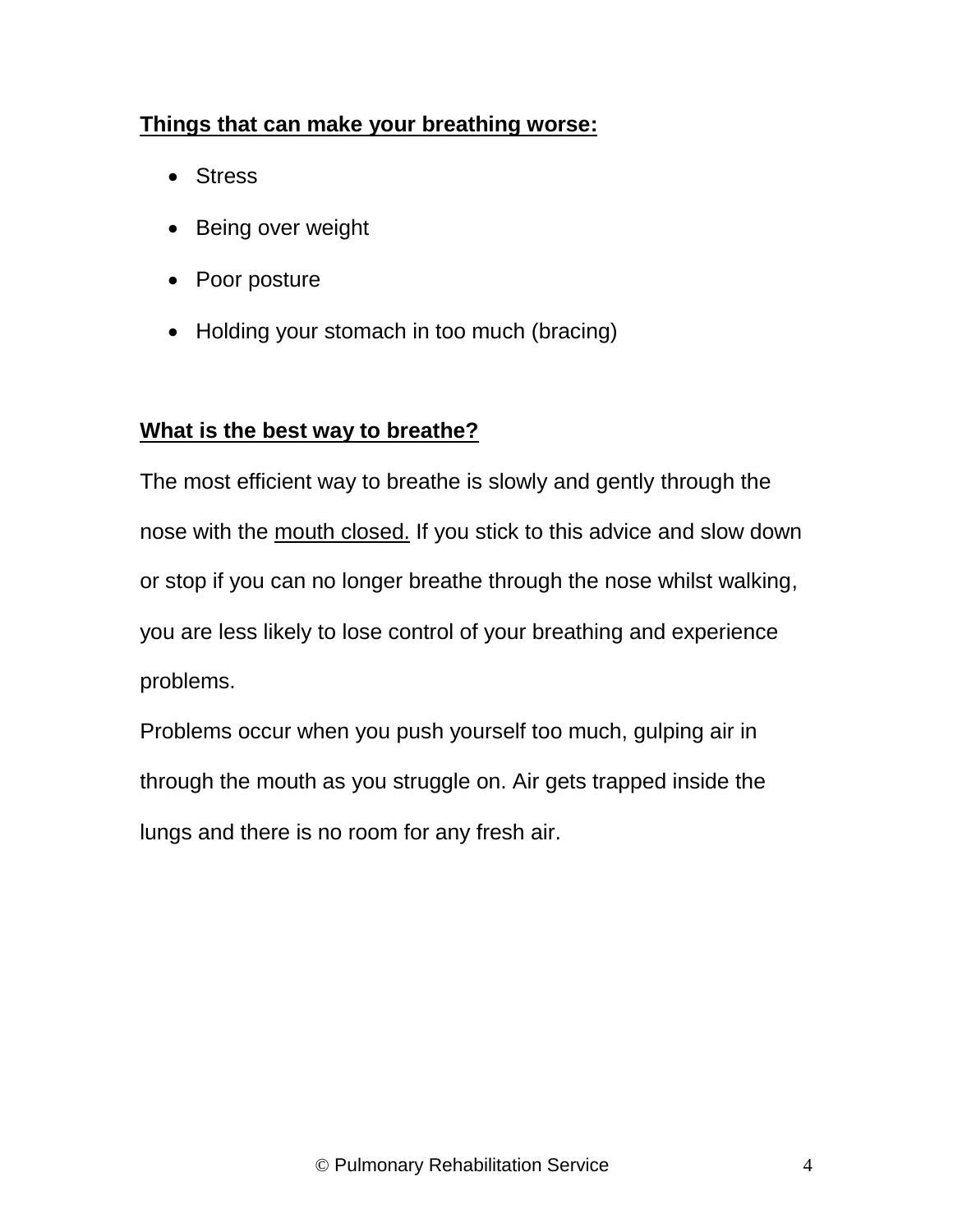**<u>Things that can make your breathing worse:</u>**

- Stress
- Being over weight
- Poor posture
- Holding your stomach in too much (bracing)

**<u>What is the best way to breathe?</u>**

The most efficient way to breathe is slowly and gently through the nose with the <u>mouth closed.</u> If you stick to this advice and slow down or stop if you can no longer breathe through the nose whilst walking, you are less likely to lose control of your breathing and experience problems.

Problems occur when you push yourself too much, gulping air in through the mouth as you struggle on. Air gets trapped inside the lungs and there is no room for any fresh air.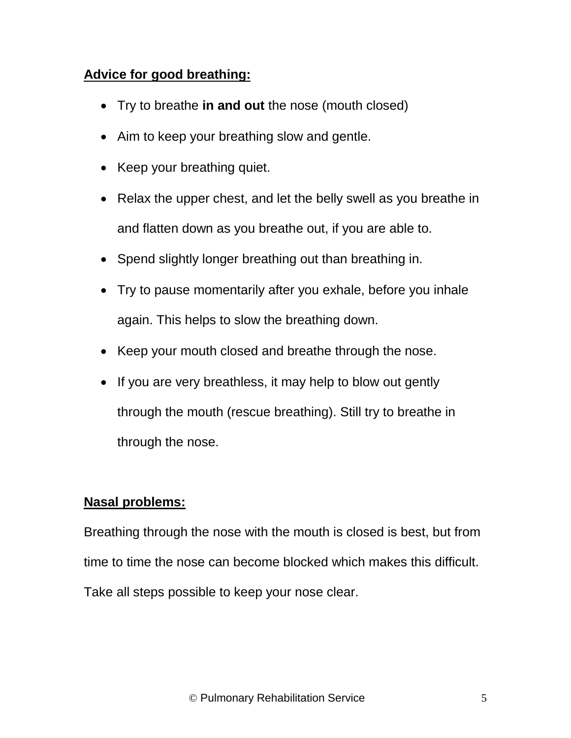**Advice for good breathing:**

- Try to breathe **in and out** the nose (mouth closed)
- Aim to keep your breathing slow and gentle.
- Keep your breathing quiet.
- Relax the upper chest, and let the belly swell as you breathe in and flatten down as you breathe out, if you are able to.
- Spend slightly longer breathing out than breathing in.
- Try to pause momentarily after you exhale, before you inhale again. This helps to slow the breathing down.
- Keep your mouth closed and breathe through the nose.
- If you are very breathless, it may help to blow out gently through the mouth (rescue breathing). Still try to breathe in through the nose.

**Nasal problems:**

Breathing through the nose with the mouth is closed is best, but from time to time the nose can become blocked which makes this difficult. Take all steps possible to keep your nose clear.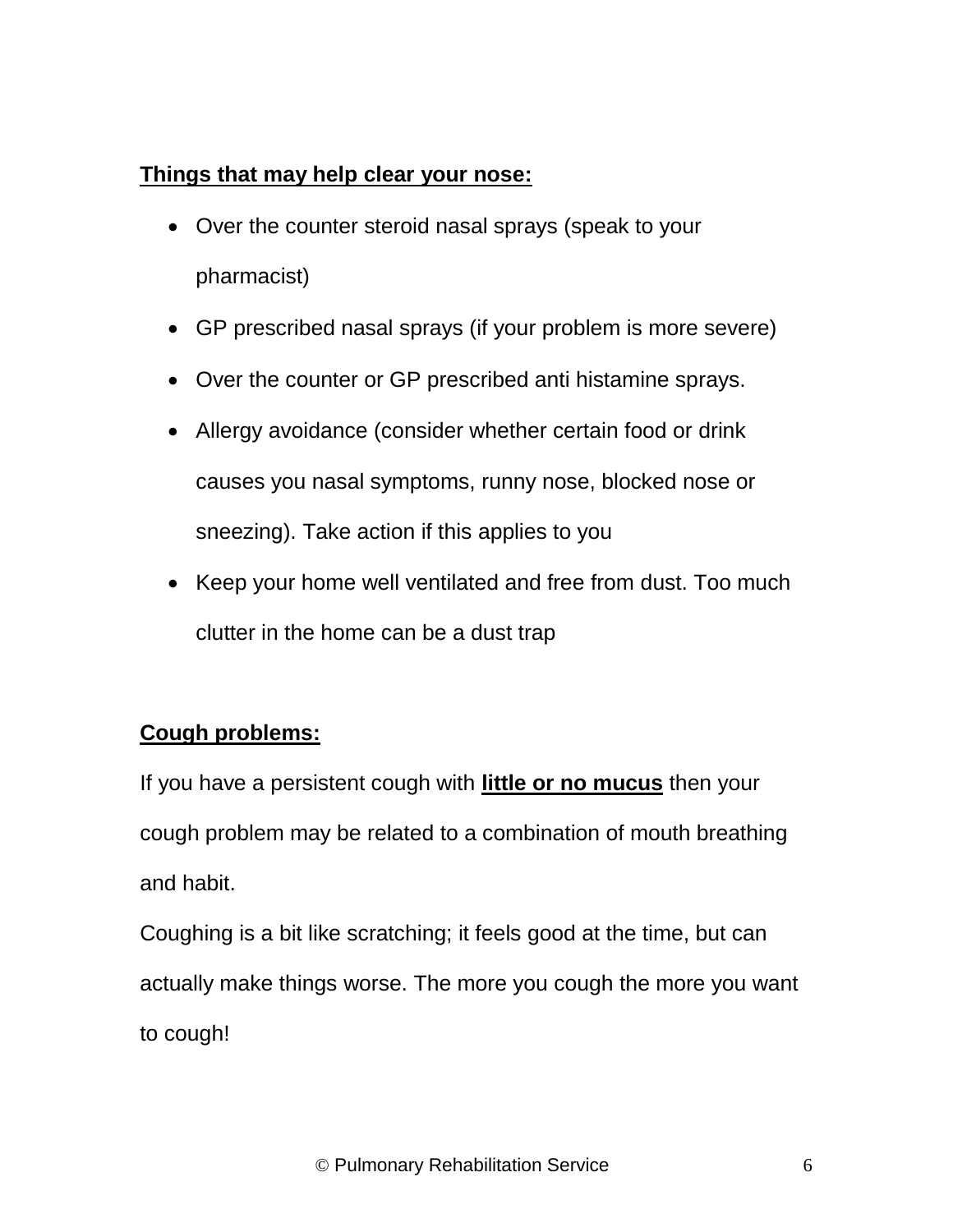**Things that may help clear your nose:**

- Over the counter steroid nasal sprays (speak to your pharmacist)
- GP prescribed nasal sprays (if your problem is more severe)
- Over the counter or GP prescribed anti histamine sprays.
- Allergy avoidance (consider whether certain food or drink causes you nasal symptoms, runny nose, blocked nose or sneezing). Take action if this applies to you
- Keep your home well ventilated and free from dust. Too much clutter in the home can be a dust trap

**Cough problems:**

If you have a persistent cough with **little or no mucus** then your cough problem may be related to a combination of mouth breathing and habit.

Coughing is a bit like scratching; it feels good at the time, but can actually make things worse. The more you cough the more you want to cough!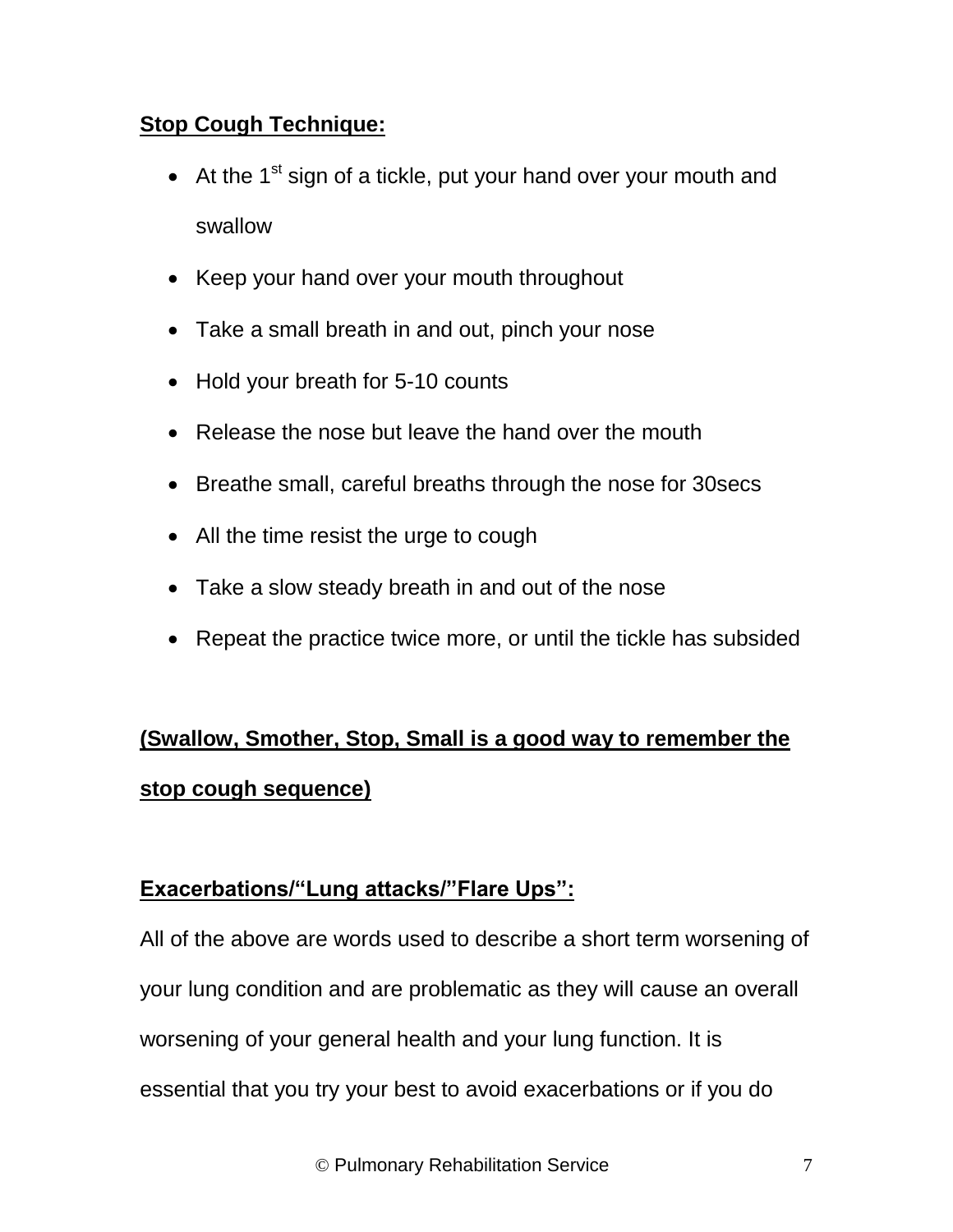**Stop Cough Technique:**

- At the 1st sign of a tickle, put your hand over your mouth and swallow
- Keep your hand over your mouth throughout
- Take a small breath in and out, pinch your nose
- Hold your breath for 5-10 counts
- Release the nose but leave the hand over the mouth
- Breathe small, careful breaths through the nose for 30secs
- All the time resist the urge to cough
- Take a slow steady breath in and out of the nose
- Repeat the practice twice more, or until the tickle has subsided

**(Swallow, Smother, Stop, Small is a good way to remember the stop cough sequence)**

**Exacerbations/"Lung attacks/"Flare Ups":**

All of the above are words used to describe a short term worsening of your lung condition and are problematic as they will cause an overall worsening of your general health and your lung function. It is essential that you try your best to avoid exacerbations or if you do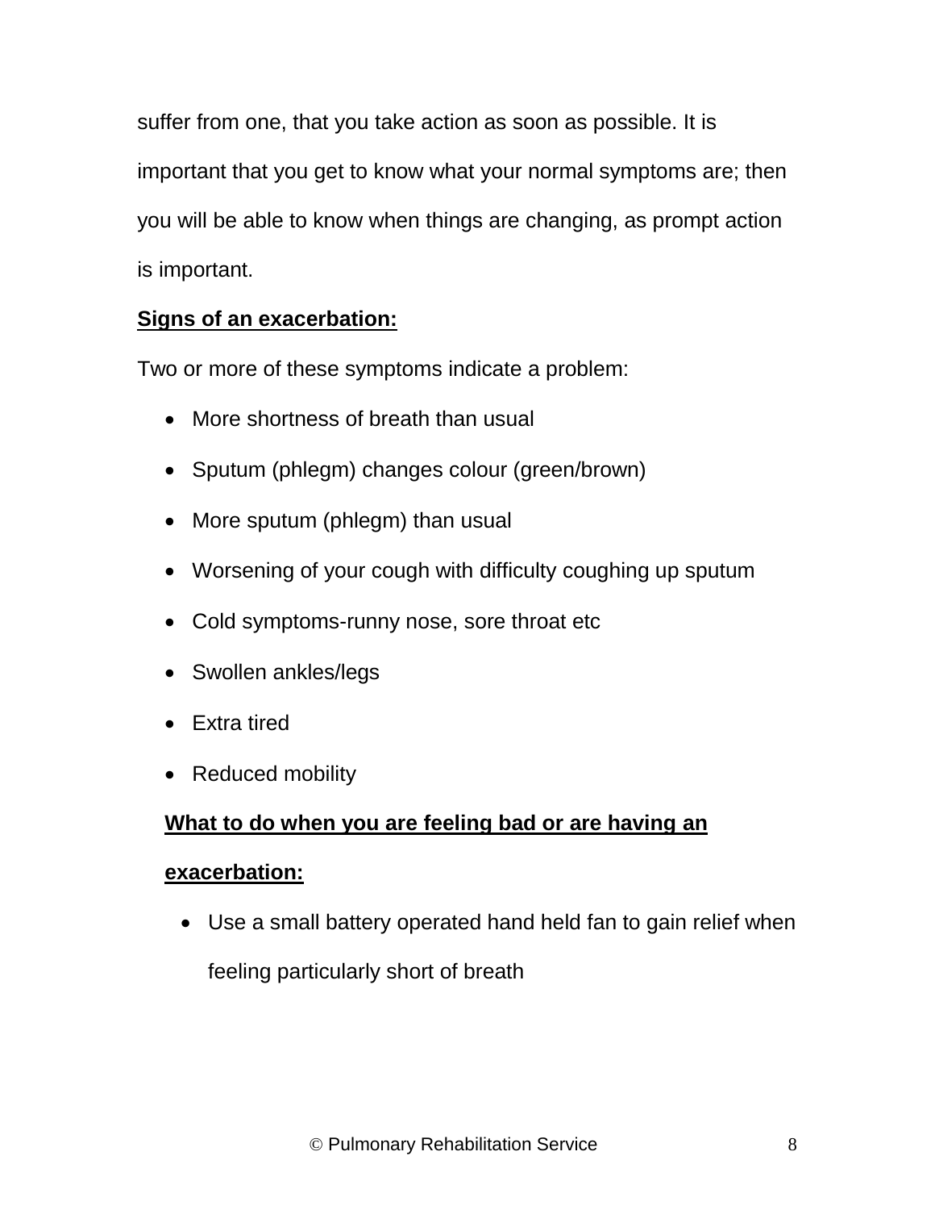suffer from one, that you take action as soon as possible. It is important that you get to know what your normal symptoms are; then you will be able to know when things are changing, as prompt action is important.

**<u>Signs of an exacerbation:</u>**

Two or more of these symptoms indicate a problem:

- More shortness of breath than usual
- Sputum (phlegm) changes colour (green/brown)
- More sputum (phlegm) than usual
- Worsening of your cough with difficulty coughing up sputum
- Cold symptoms-runny nose, sore throat etc
- Swollen ankles/legs
- Extra tired
- Reduced mobility

**<u>What to do when you are feeling bad or are having an exacerbation:</u>**

- Use a small battery operated hand held fan to gain relief when feeling particularly short of breath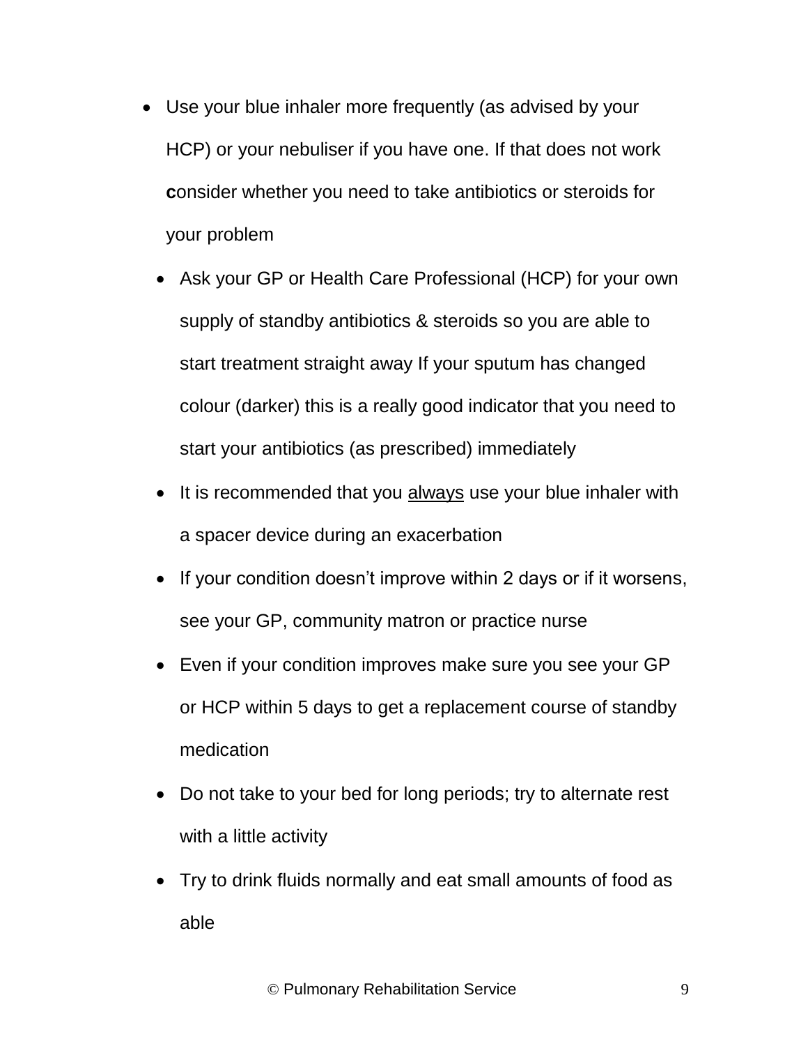- Use your blue inhaler more frequently (as advised by your HCP) or your nebuliser if you have one. If that does not work **c**onsider whether you need to take antibiotics or steroids for your problem
  - Ask your GP or Health Care Professional (HCP) for your own supply of standby antibiotics & steroids so you are able to start treatment straight away If your sputum has changed colour (darker) this is a really good indicator that you need to start your antibiotics (as prescribed) immediately
  - It is recommended that you <u>always</u> use your blue inhaler with a spacer device during an exacerbation
  - If your condition doesn't improve within 2 days or if it worsens, see your GP, community matron or practice nurse
  - Even if your condition improves make sure you see your GP or HCP within 5 days to get a replacement course of standby medication
  - Do not take to your bed for long periods; try to alternate rest with a little activity
  - Try to drink fluids normally and eat small amounts of food as able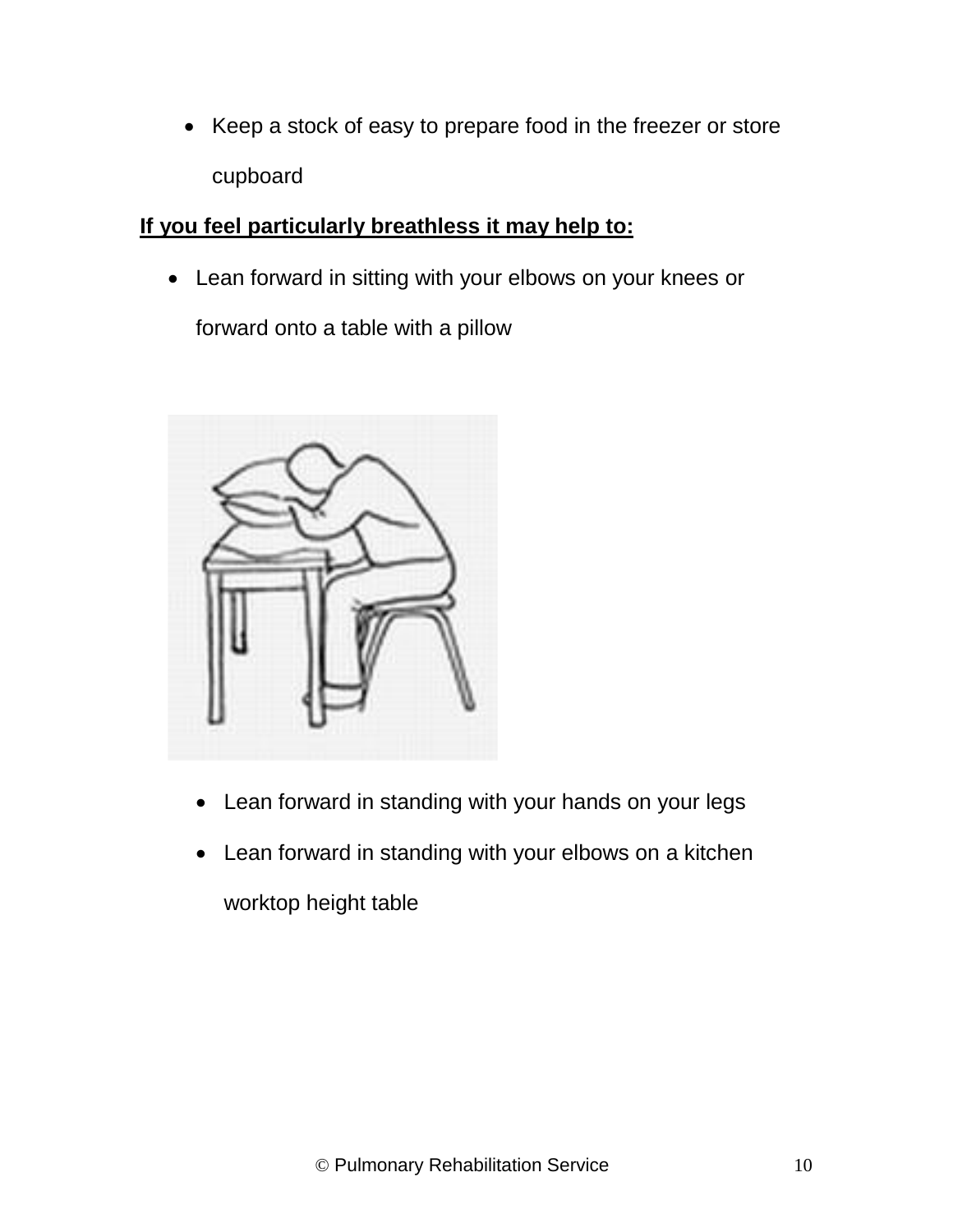- Keep a stock of easy to prepare food in the freezer or store cupboard

**<u>If you feel particularly breathless it may help to:</u>**

- Lean forward in sitting with your elbows on your knees or forward onto a table with a pillow

- Lean forward in standing with your hands on your legs
- Lean forward in standing with your elbows on a kitchen worktop height table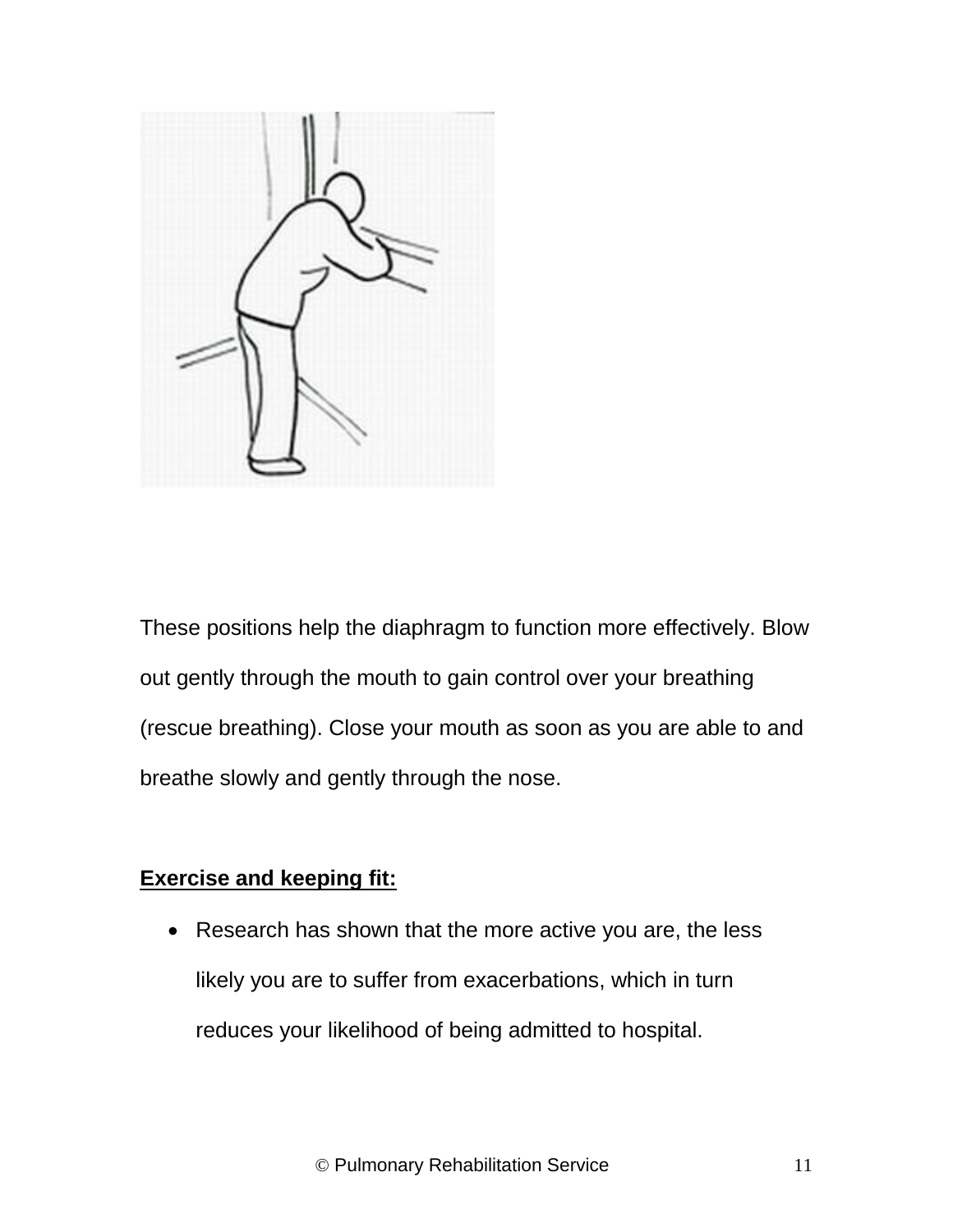These positions help the diaphragm to function more effectively. Blow out gently through the mouth to gain control over your breathing (rescue breathing). Close your mouth as soon as you are able to and breathe slowly and gently through the nose.

**Exercise and keeping fit:**

- Research has shown that the more active you are, the less likely you are to suffer from exacerbations, which in turn reduces your likelihood of being admitted to hospital.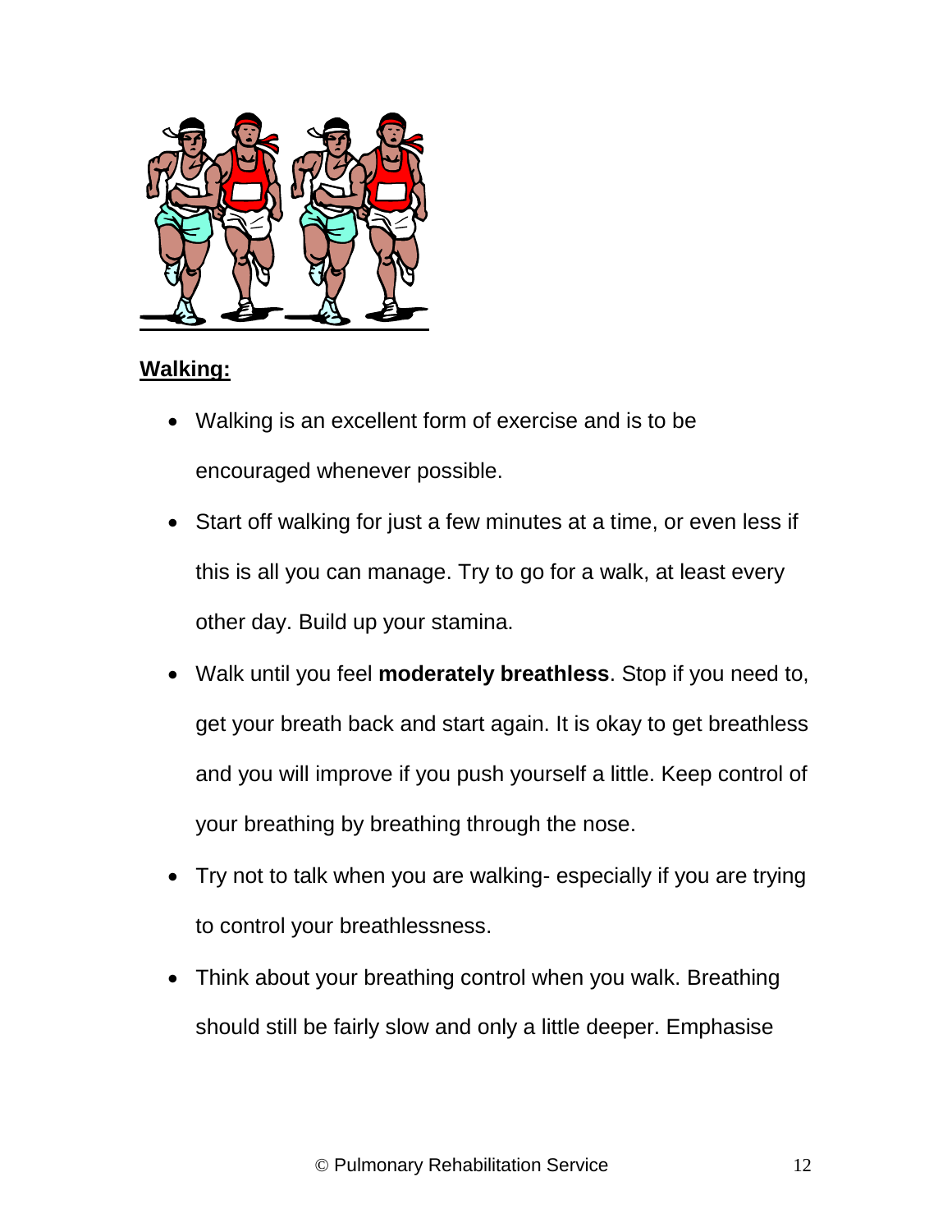<u>**Walking:**</u>

- Walking is an excellent form of exercise and is to be encouraged whenever possible.
- Start off walking for just a few minutes at a time, or even less if this is all you can manage. Try to go for a walk, at least every other day. Build up your stamina.
- Walk until you feel **moderately breathless**. Stop if you need to, get your breath back and start again. It is okay to get breathless and you will improve if you push yourself a little. Keep control of your breathing by breathing through the nose.
- Try not to talk when you are walking- especially if you are trying to control your breathlessness.
- Think about your breathing control when you walk. Breathing should still be fairly slow and only a little deeper. Emphasise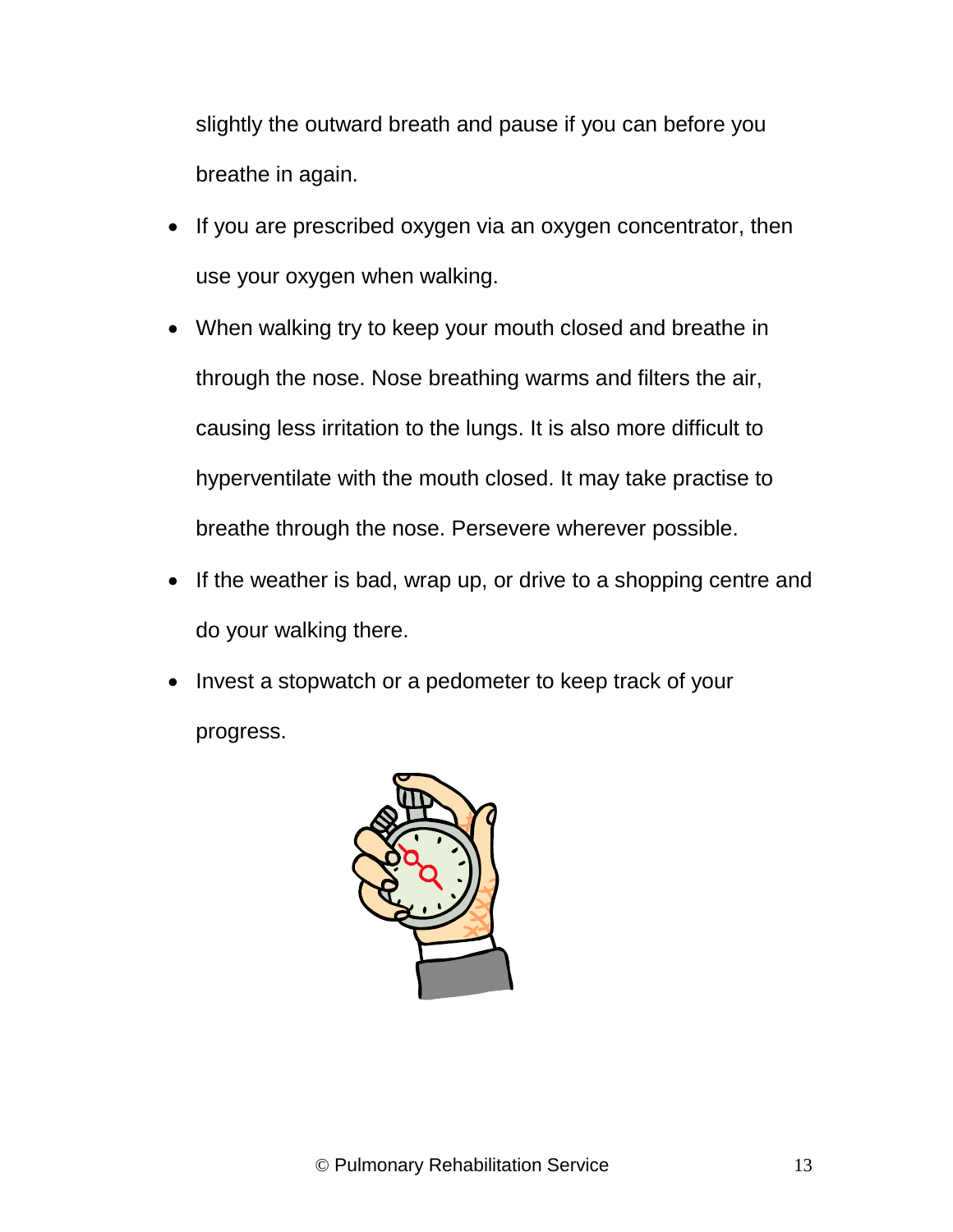slightly the outward breath and pause if you can before you breathe in again.

- If you are prescribed oxygen via an oxygen concentrator, then use your oxygen when walking.
- When walking try to keep your mouth closed and breathe in through the nose. Nose breathing warms and filters the air, causing less irritation to the lungs. It is also more difficult to hyperventilate with the mouth closed. It may take practise to breathe through the nose. Persevere wherever possible.
- If the weather is bad, wrap up, or drive to a shopping centre and do your walking there.
- Invest a stopwatch or a pedometer to keep track of your progress.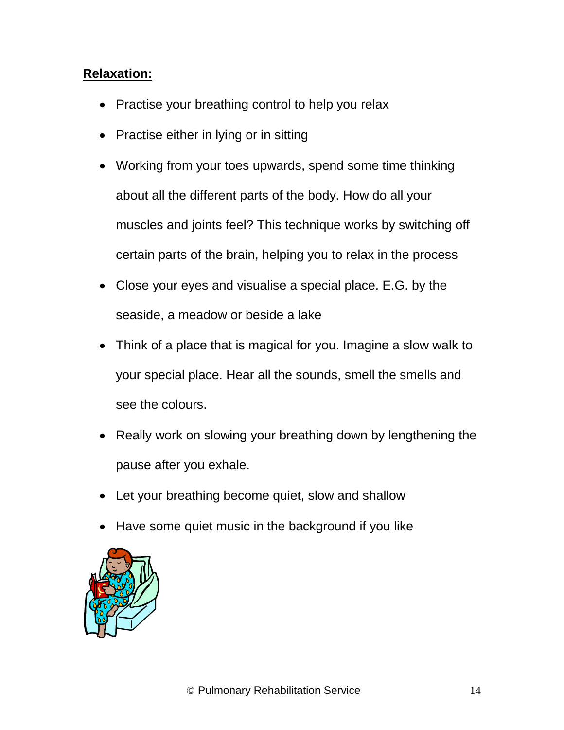**Relaxation:**

- Practise your breathing control to help you relax
- Practise either in lying or in sitting
- Working from your toes upwards, spend some time thinking about all the different parts of the body. How do all your muscles and joints feel? This technique works by switching off certain parts of the brain, helping you to relax in the process
- Close your eyes and visualise a special place. E.G. by the seaside, a meadow or beside a lake
- Think of a place that is magical for you. Imagine a slow walk to your special place. Hear all the sounds, smell the smells and see the colours.
- Really work on slowing your breathing down by lengthening the pause after you exhale.
- Let your breathing become quiet, slow and shallow
- Have some quiet music in the background if you like

© Pulmonary Rehabilitation Service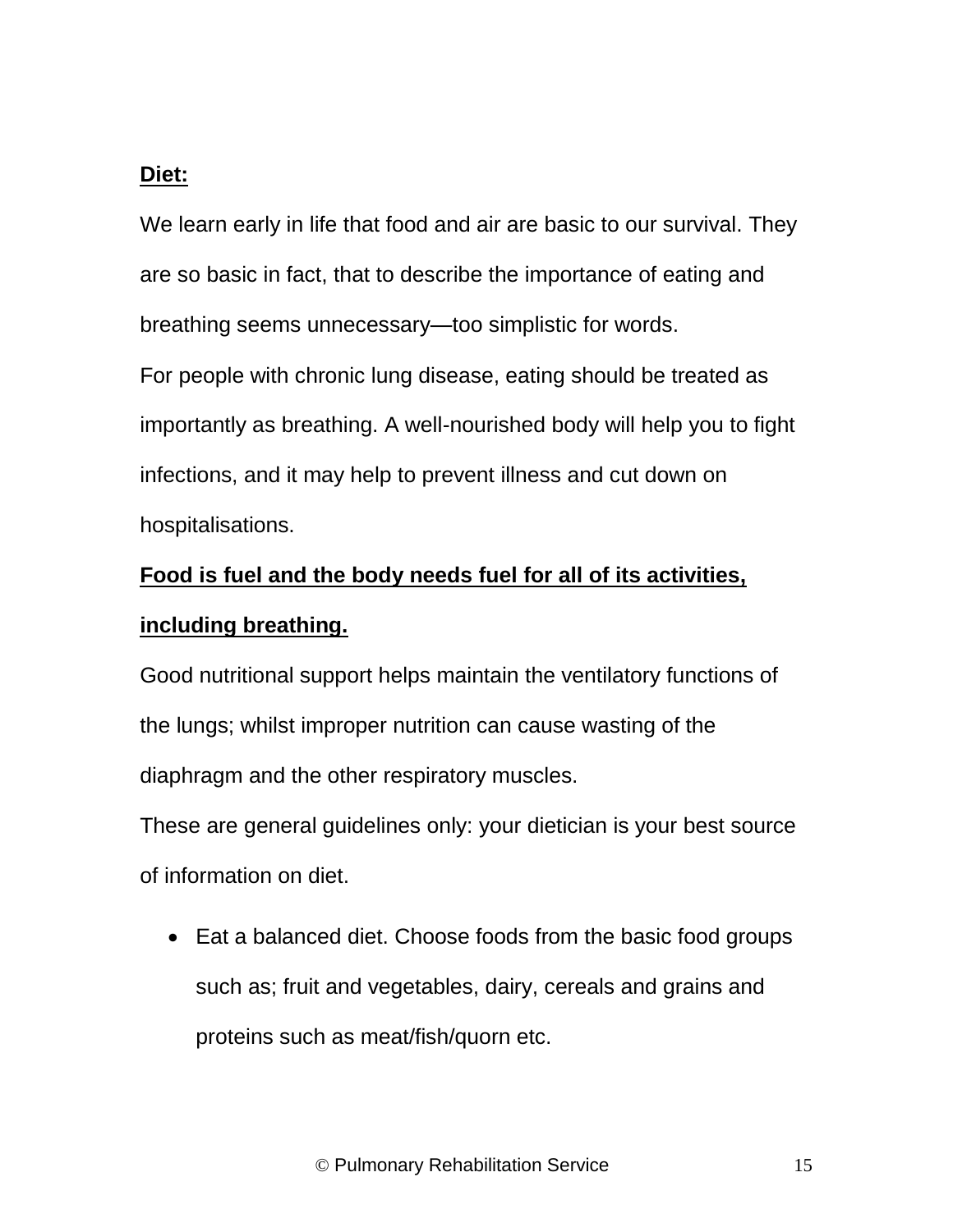**Diet:**

We learn early in life that food and air are basic to our survival. They are so basic in fact, that to describe the importance of eating and breathing seems unnecessary—too simplistic for words.

For people with chronic lung disease, eating should be treated as importantly as breathing. A well-nourished body will help you to fight infections, and it may help to prevent illness and cut down on hospitalisations.

**Food is fuel and the body needs fuel for all of its activities, including breathing.**

Good nutritional support helps maintain the ventilatory functions of the lungs; whilst improper nutrition can cause wasting of the diaphragm and the other respiratory muscles.

These are general guidelines only: your dietician is your best source of information on diet.

- Eat a balanced diet. Choose foods from the basic food groups such as; fruit and vegetables, dairy, cereals and grains and proteins such as meat/fish/quorn etc.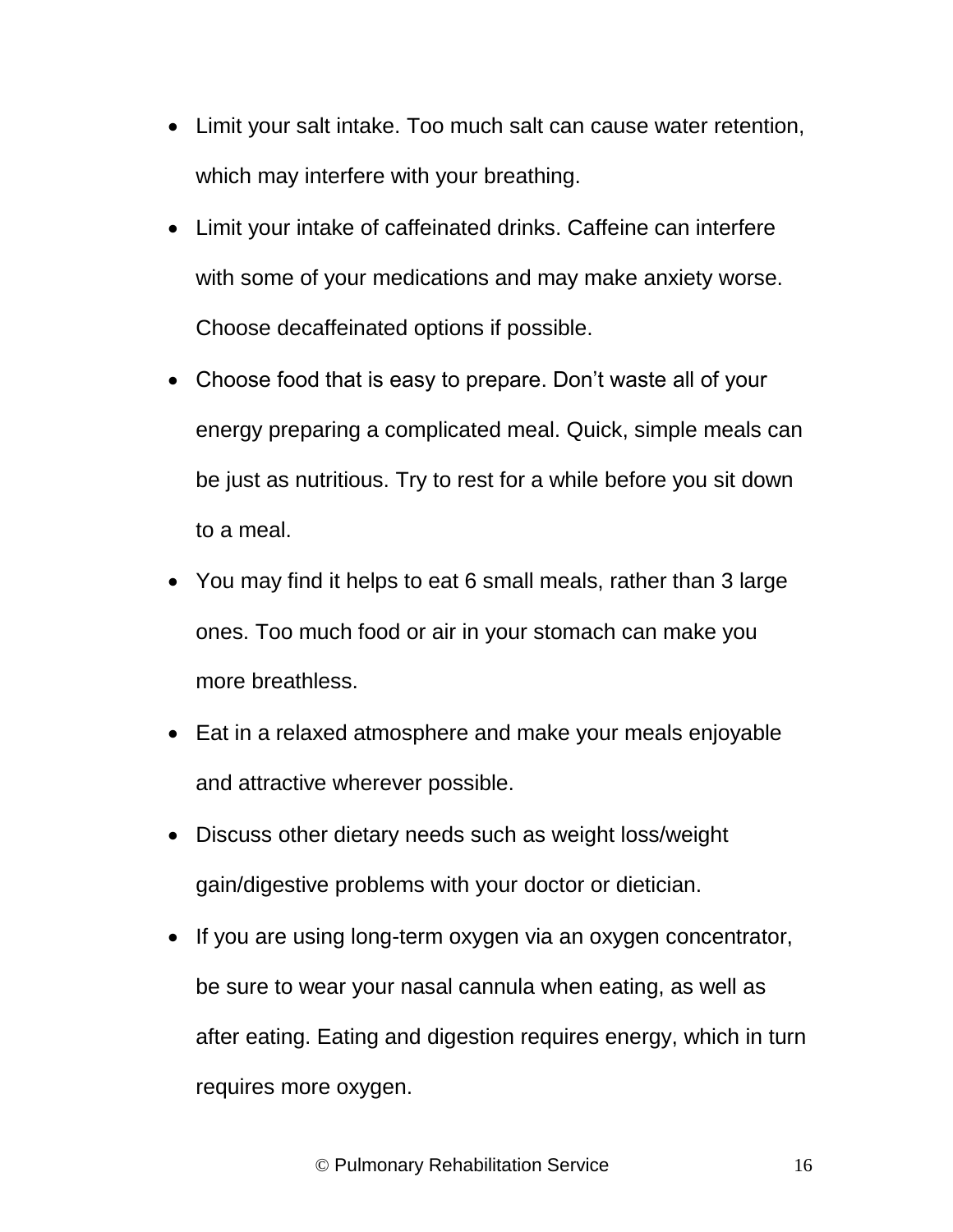- Limit your salt intake. Too much salt can cause water retention, which may interfere with your breathing.
- Limit your intake of caffeinated drinks. Caffeine can interfere with some of your medications and may make anxiety worse. Choose decaffeinated options if possible.
- Choose food that is easy to prepare. Don't waste all of your energy preparing a complicated meal. Quick, simple meals can be just as nutritious. Try to rest for a while before you sit down to a meal.
- You may find it helps to eat 6 small meals, rather than 3 large ones. Too much food or air in your stomach can make you more breathless.
- Eat in a relaxed atmosphere and make your meals enjoyable and attractive wherever possible.
- Discuss other dietary needs such as weight loss/weight gain/digestive problems with your doctor or dietician.
- If you are using long-term oxygen via an oxygen concentrator, be sure to wear your nasal cannula when eating, as well as after eating. Eating and digestion requires energy, which in turn requires more oxygen.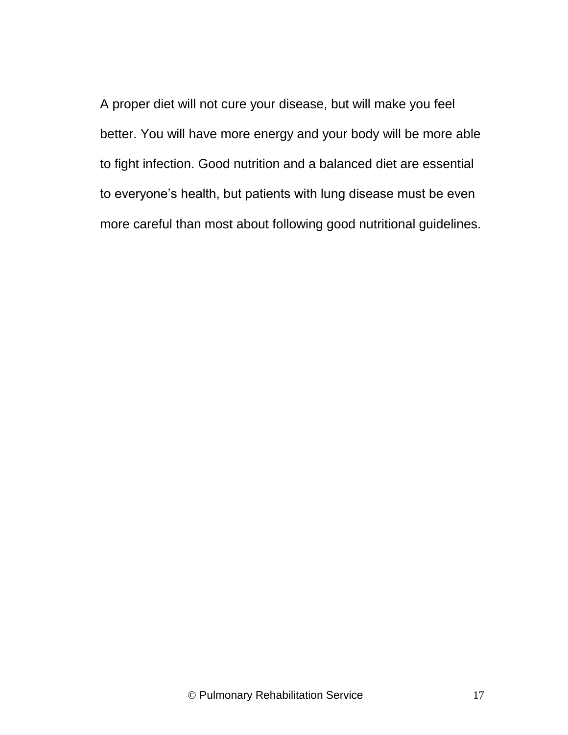A proper diet will not cure your disease, but will make you feel better. You will have more energy and your body will be more able to fight infection. Good nutrition and a balanced diet are essential to everyone's health, but patients with lung disease must be even more careful than most about following good nutritional guidelines.